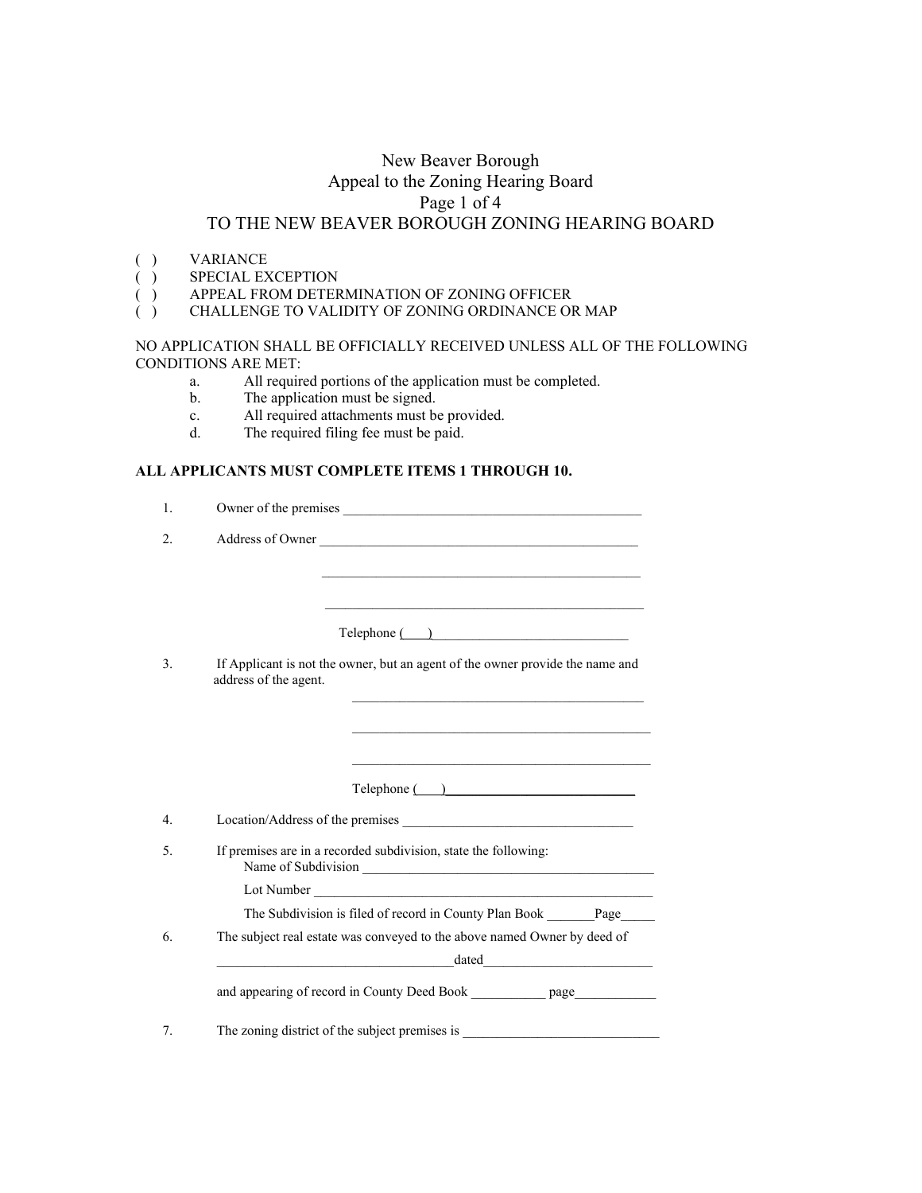# New Beaver Borough
## Appeal to the Zoning Hearing Board
## TO THE NEW BEAVER BOROUGH ZONING HEARING BOARD

( ) VARIANCE
( ) SPECIAL EXCEPTION
( ) APPEAL FROM DETERMINATION OF ZONING OFFICER
( ) CHALLENGE TO VALIDITY OF ZONING ORDINANCE OR MAP

NO APPLICATION SHALL BE OFFICIALLY RECEIVED UNLESS ALL OF THE FOLLOWING CONDITIONS ARE MET:

a. All required portions of the application must be completed.
b. The application must be signed.
c. All required attachments must be provided.
d. The required filing fee must be paid.

**ALL APPLICANTS MUST COMPLETE ITEMS 1 THROUGH 10.**

1. Owner of the premises ____________________________________________

2. Address of Owner ______________________________________________

   ______________________________________________

   ______________________________________________

   Telephone (___)_____________________________

3. If Applicant is not the owner, but an agent of the owner provide the name and address of the agent.

   __________________________________________

   __________________________________________

   __________________________________________

   Telephone (___)_____________________________

4. Location/Address of the premises __________________________________

5. If premises are in a recorded subdivision, state the following:

   Name of Subdivision ____________________________________________

   Lot Number ___________________________________________________

   The Subdivision is filed of record in County Plan Book _______Page_____

6. The subject real estate was conveyed to the above named Owner by deed of

   ___________________________________dated________________________

   and appearing of record in County Deed Book ___________ page____________

7. The zoning district of the subject premises is _____________________________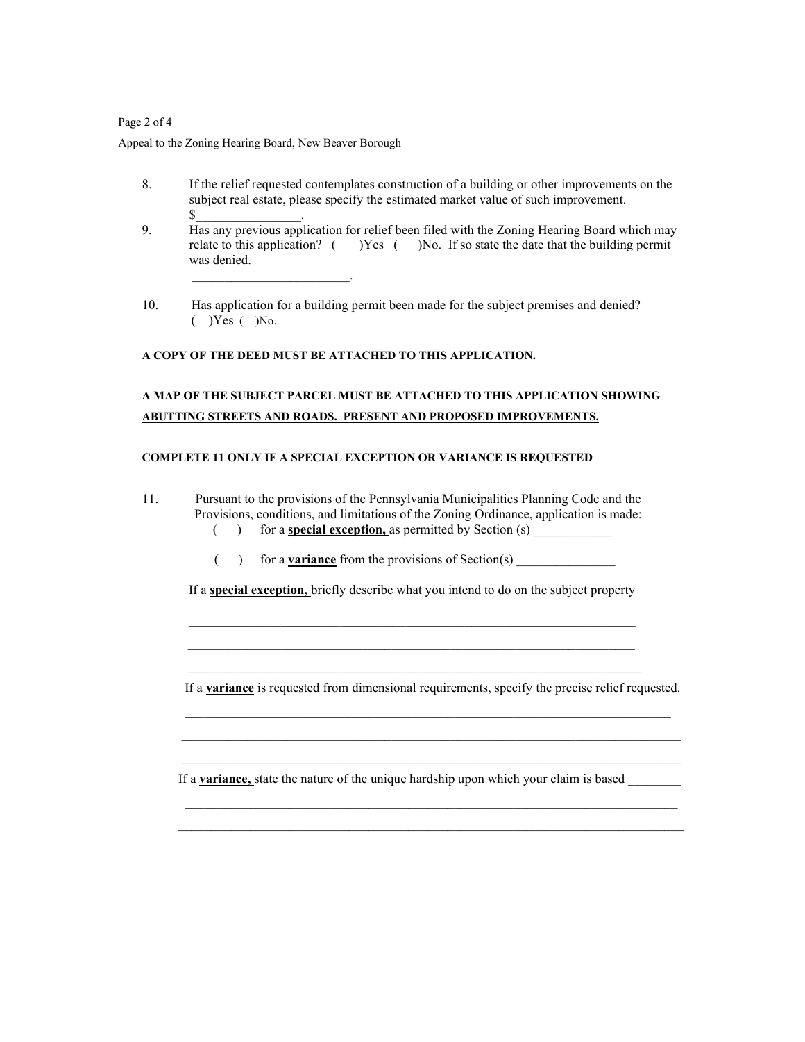8. If the relief requested contemplates construction of a building or other improvements on the subject real estate, please specify the estimated market value of such improvement. $________________.

9. Has any previous application for relief been filed with the Zoning Hearing Board which may relate to this application? (    )Yes (    )No. If so state the date that the building permit was denied.

   ________________________.

10. Has application for a building permit been made for the subject premises and denied? (  )Yes (  )No.

**A COPY OF THE DEED MUST BE ATTACHED TO THIS APPLICATION.**

**A MAP OF THE SUBJECT PARCEL MUST BE ATTACHED TO THIS APPLICATION SHOWING ABUTTING STREETS AND ROADS. PRESENT AND PROPOSED IMPROVEMENTS.**

**COMPLETE 11 ONLY IF A SPECIAL EXCEPTION OR VARIANCE IS REQUESTED**

11. Pursuant to the provisions of the Pennsylvania Municipalities Planning Code and the Provisions, conditions, and limitations of the Zoning Ordinance, application is made:

    (    ) for a **special exception,** as permitted by Section (s) ____________

    (    ) for a **variance** from the provisions of Section(s) _______________

    If a **special exception,** briefly describe what you intend to do on the subject property

    ______________________________________________________________________

    ______________________________________________________________________

    ______________________________________________________________________

    If a **variance** is requested from dimensional requirements, specify the precise relief requested.

    ______________________________________________________________________

    ______________________________________________________________________

    ______________________________________________________________________

    If a **variance,** state the nature of the unique hardship upon which your claim is based ________

    ______________________________________________________________________

    ______________________________________________________________________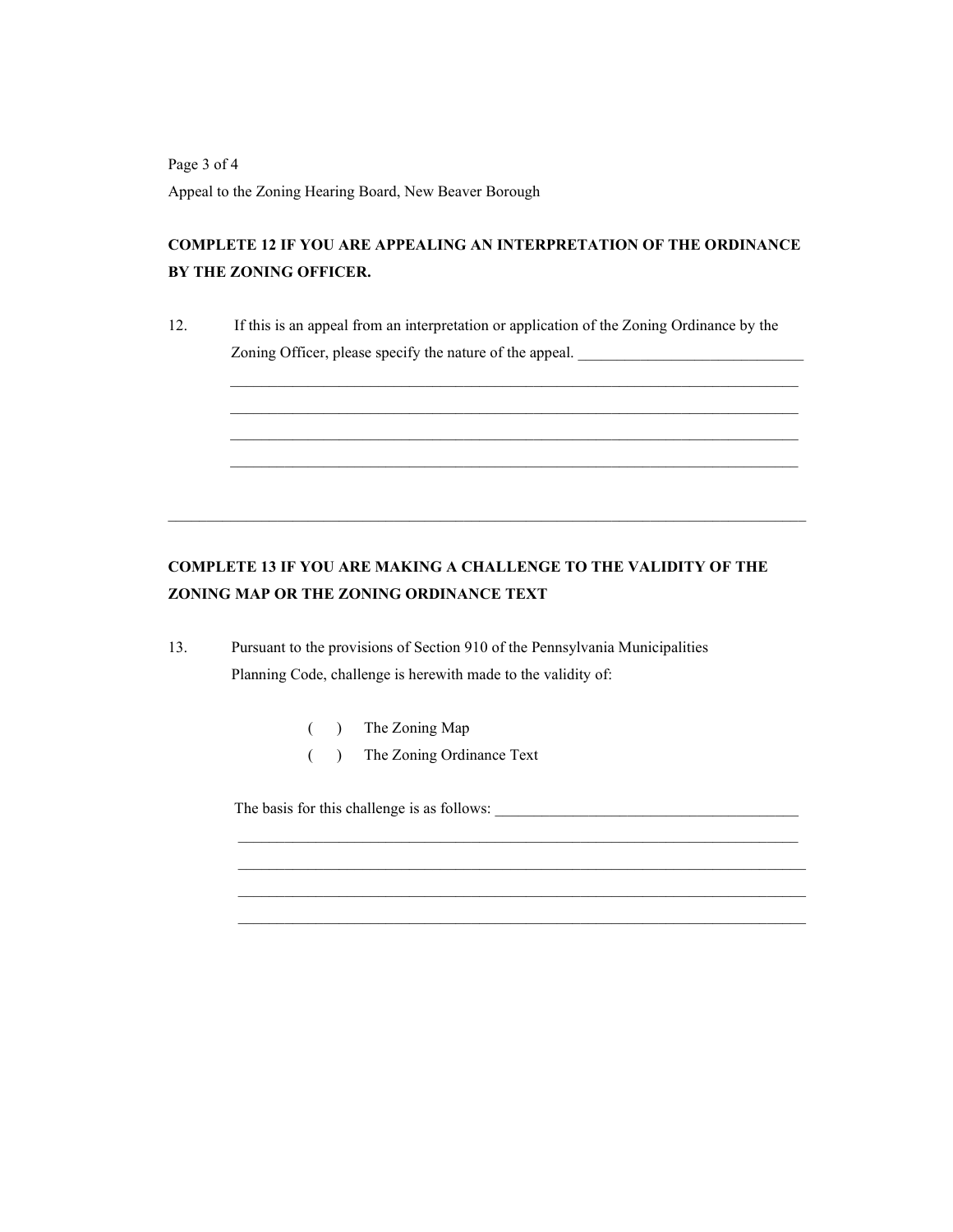Appeal to the Zoning Hearing Board, New Beaver Borough

**COMPLETE 12 IF YOU ARE APPEALING AN INTERPRETATION OF THE ORDINANCE BY THE ZONING OFFICER.**

12. If this is an appeal from an interpretation or application of the Zoning Ordinance by the Zoning Officer, please specify the nature of the appeal. ______________________________

    ________________________________________________________________________________

    ________________________________________________________________________________

    ________________________________________________________________________________

    ________________________________________________________________________________

---

**COMPLETE 13 IF YOU ARE MAKING A CHALLENGE TO THE VALIDITY OF THE ZONING MAP OR THE ZONING ORDINANCE TEXT**

13. Pursuant to the provisions of Section 910 of the Pennsylvania Municipalities Planning Code, challenge is herewith made to the validity of:

    ( ) The Zoning Map

    ( ) The Zoning Ordinance Text

    The basis for this challenge is as follows: ________________________________________

    ________________________________________________________________________________

    ________________________________________________________________________________

    ________________________________________________________________________________

    ________________________________________________________________________________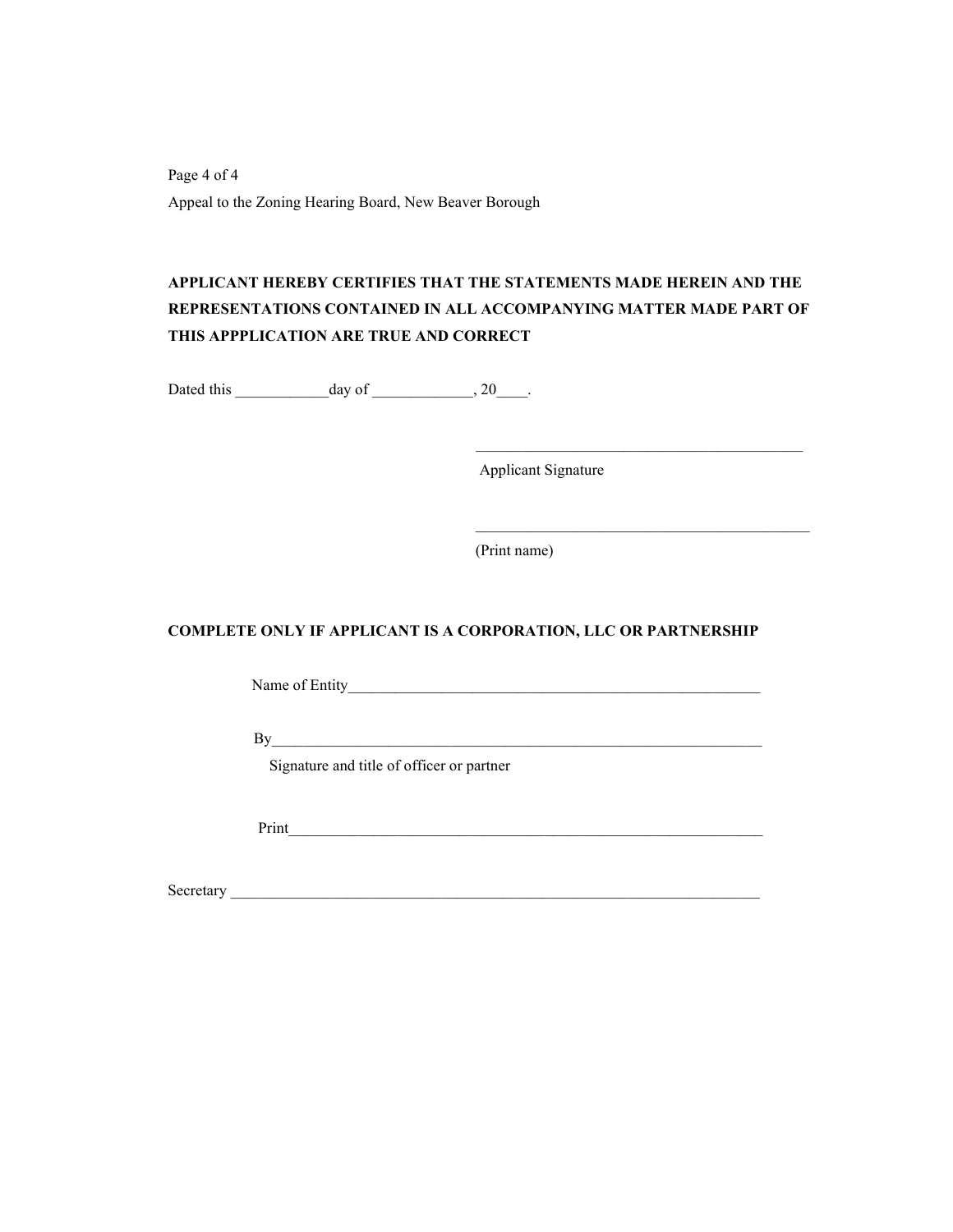Appeal to the Zoning Hearing Board, New Beaver Borough

**APPLICANT HEREBY CERTIFIES THAT THE STATEMENTS MADE HEREIN AND THE REPRESENTATIONS CONTAINED IN ALL ACCOMPANYING MATTER MADE PART OF THIS APPPLICATION ARE TRUE AND CORRECT**

Dated this ____________day of _____________, 20____.

_________________________________________
Applicant Signature

_________________________________________
(Print name)

**COMPLETE ONLY IF APPLICANT IS A CORPORATION, LLC OR PARTNERSHIP**

Name of Entity_______________________________________________________

By_______________________________________________________________
Signature and title of officer or partner

Print______________________________________________________________

Secretary _____________________________________________________________________